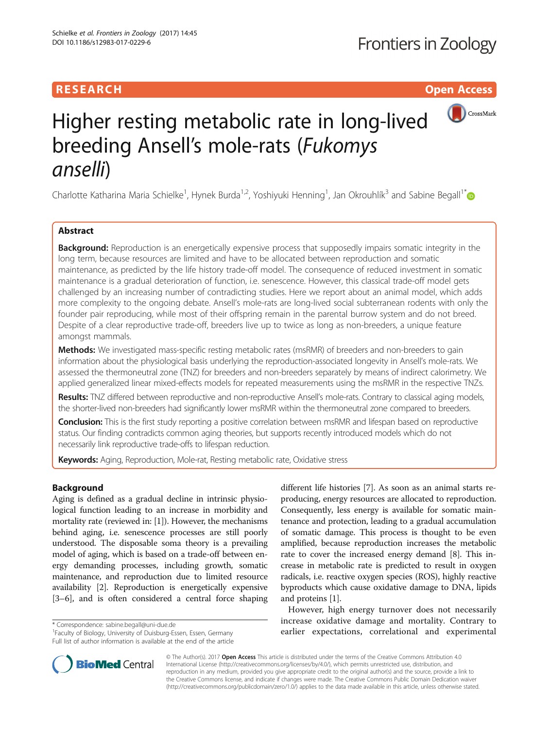RESEARCH Open Access

# Higher resting metabolic rate in long-lived breeding Ansell's mole-rats (*Fukomys anselli*)

Charlotte Katharina Maria Schielke[1], Hynek Burda[1,2], Yoshiyuki Henning[1], Jan Okrouhlík[3] and Sabine Begall[1*]

## Abstract

**Background:** Reproduction is an energetically expensive process that supposedly impairs somatic integrity in the long term, because resources are limited and have to be allocated between reproduction and somatic maintenance, as predicted by the life history trade-off model. The consequence of reduced investment in somatic maintenance is a gradual deterioration of function, i.e. senescence. However, this classical trade-off model gets challenged by an increasing number of contradicting studies. Here we report about an animal model, which adds more complexity to the ongoing debate. Ansell's mole-rats are long-lived social subterranean rodents with only the founder pair reproducing, while most of their offspring remain in the parental burrow system and do not breed. Despite of a clear reproductive trade-off, breeders live up to twice as long as non-breeders, a unique feature amongst mammals.

**Methods:** We investigated mass-specific resting metabolic rates (msRMR) of breeders and non-breeders to gain information about the physiological basis underlying the reproduction-associated longevity in Ansell's mole-rats. We assessed the thermoneutral zone (TNZ) for breeders and non-breeders separately by means of indirect calorimetry. We applied generalized linear mixed-effects models for repeated measurements using the msRMR in the respective TNZs.

**Results:** TNZ differed between reproductive and non-reproductive Ansell's mole-rats. Contrary to classical aging models, the shorter-lived non-breeders had significantly lower msRMR within the thermoneutral zone compared to breeders.

**Conclusion:** This is the first study reporting a positive correlation between msRMR and lifespan based on reproductive status. Our finding contradicts common aging theories, but supports recently introduced models which do not necessarily link reproductive trade-offs to lifespan reduction.

**Keywords:** Aging, Reproduction, Mole-rat, Resting metabolic rate, Oxidative stress

## Background

Aging is defined as a gradual decline in intrinsic physiological function leading to an increase in morbidity and mortality rate (reviewed in: [1]). However, the mechanisms behind aging, i.e. senescence processes are still poorly understood. The disposable soma theory is a prevailing model of aging, which is based on a trade-off between energy demanding processes, including growth, somatic maintenance, and reproduction due to limited resource availability [2]. Reproduction is energetically expensive [3–6], and is often considered a central force shaping different life histories [7]. As soon as an animal starts reproducing, energy resources are allocated to reproduction. Consequently, less energy is available for somatic maintenance and protection, leading to a gradual accumulation of somatic damage. This process is thought to be even amplified, because reproduction increases the metabolic rate to cover the increased energy demand [8]. This increase in metabolic rate is predicted to result in oxygen radicals, i.e. reactive oxygen species (ROS), highly reactive byproducts which cause oxidative damage to DNA, lipids and proteins [1].

However, high energy turnover does not necessarily increase oxidative damage and mortality. Contrary to earlier expectations, correlational and experimental

\* Correspondence: sabine.begall@uni-due.de
[1]Faculty of Biology, University of Duisburg-Essen, Essen, Germany
Full list of author information is available at the end of the article

© The Author(s). 2017 **Open Access** This article is distributed under the terms of the Creative Commons Attribution 4.0 International License (http://creativecommons.org/licenses/by/4.0/), which permits unrestricted use, distribution, and reproduction in any medium, provided you give appropriate credit to the original author(s) and the source, provide a link to the Creative Commons license, and indicate if changes were made. The Creative Commons Public Domain Dedication waiver (http://creativecommons.org/publicdomain/zero/1.0/) applies to the data made available in this article, unless otherwise stated.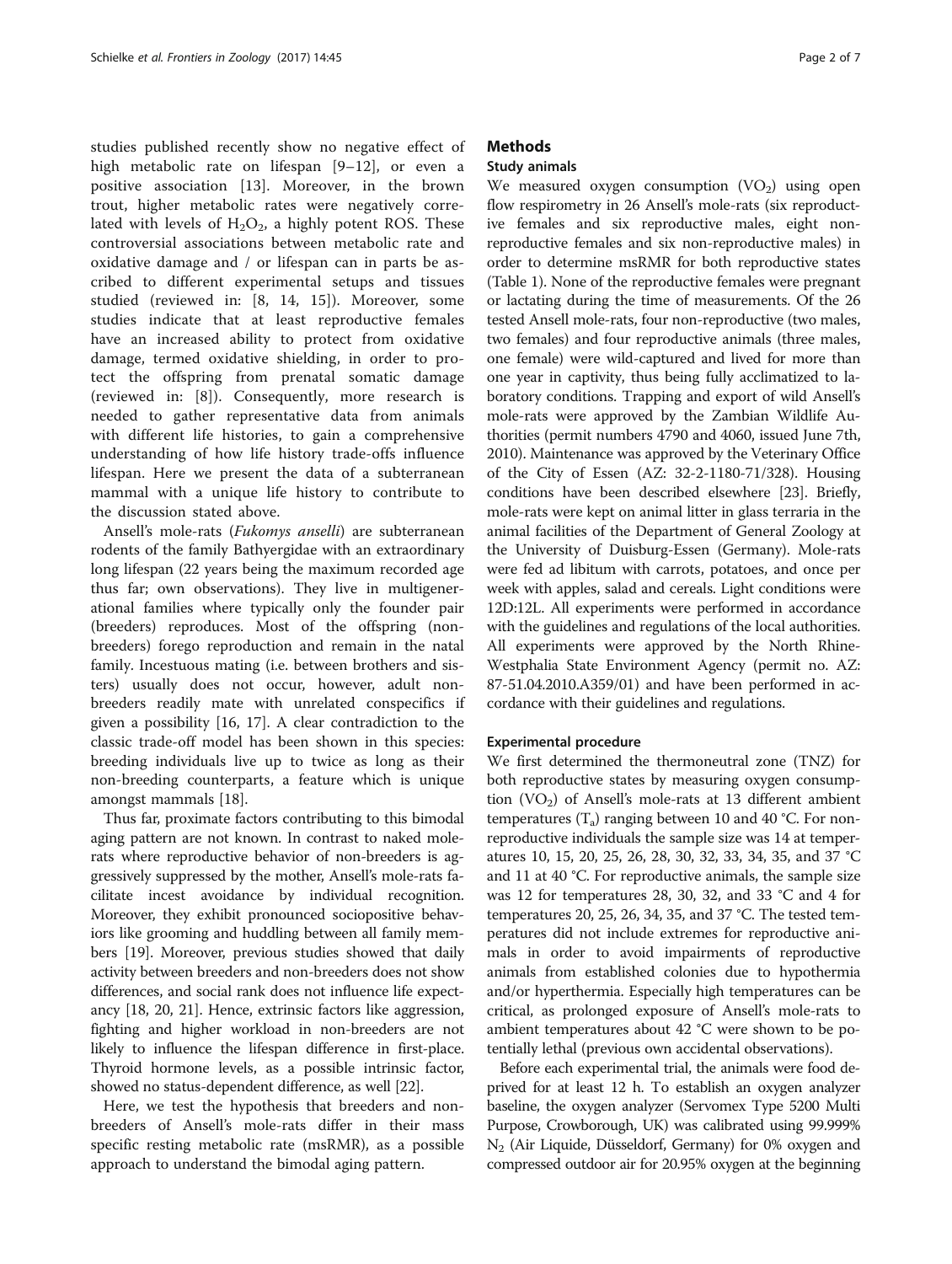studies published recently show no negative effect of high metabolic rate on lifespan [9–12], or even a positive association [13]. Moreover, in the brown trout, higher metabolic rates were negatively correlated with levels of $H_2O_2$, a highly potent ROS. These controversial associations between metabolic rate and oxidative damage and / or lifespan can in parts be ascribed to different experimental setups and tissues studied (reviewed in: [8, 14, 15]). Moreover, some studies indicate that at least reproductive females have an increased ability to protect from oxidative damage, termed oxidative shielding, in order to protect the offspring from prenatal somatic damage (reviewed in: [8]). Consequently, more research is needed to gather representative data from animals with different life histories, to gain a comprehensive understanding of how life history trade-offs influence lifespan. Here we present the data of a subterranean mammal with a unique life history to contribute to the discussion stated above.

Ansell's mole-rats (*Fukomys anselli*) are subterranean rodents of the family Bathyergidae with an extraordinary long lifespan (22 years being the maximum recorded age thus far; own observations). They live in multigenerational families where typically only the founder pair (breeders) reproduces. Most of the offspring (non-breeders) forego reproduction and remain in the natal family. Incestuous mating (i.e. between brothers and sisters) usually does not occur, however, adult non-breeders readily mate with unrelated conspecifics if given a possibility [16, 17]. A clear contradiction to the classic trade-off model has been shown in this species: breeding individuals live up to twice as long as their non-breeding counterparts, a feature which is unique amongst mammals [18].

Thus far, proximate factors contributing to this bimodal aging pattern are not known. In contrast to naked mole-rats where reproductive behavior of non-breeders is aggressively suppressed by the mother, Ansell's mole-rats facilitate incest avoidance by individual recognition. Moreover, they exhibit pronounced sociopositive behaviors like grooming and huddling between all family members [19]. Moreover, previous studies showed that daily activity between breeders and non-breeders does not show differences, and social rank does not influence life expectancy [18, 20, 21]. Hence, extrinsic factors like aggression, fighting and higher workload in non-breeders are not likely to influence the lifespan difference in first-place. Thyroid hormone levels, as a possible intrinsic factor, showed no status-dependent difference, as well [22].

Here, we test the hypothesis that breeders and non-breeders of Ansell's mole-rats differ in their mass specific resting metabolic rate (msRMR), as a possible approach to understand the bimodal aging pattern.

## Methods

### Study animals

We measured oxygen consumption ($VO_2$) using open flow respirometry in 26 Ansell's mole-rats (six reproductive females and six reproductive males, eight non-reproductive females and six non-reproductive males) in order to determine msRMR for both reproductive states (Table 1). None of the reproductive females were pregnant or lactating during the time of measurements. Of the 26 tested Ansell mole-rats, four non-reproductive (two males, two females) and four reproductive animals (three males, one female) were wild-captured and lived for more than one year in captivity, thus being fully acclimatized to laboratory conditions. Trapping and export of wild Ansell's mole-rats were approved by the Zambian Wildlife Authorities (permit numbers 4790 and 4060, issued June 7th, 2010). Maintenance was approved by the Veterinary Office of the City of Essen (AZ: 32-2-1180-71/328). Housing conditions have been described elsewhere [23]. Briefly, mole-rats were kept on animal litter in glass terraria in the animal facilities of the Department of General Zoology at the University of Duisburg-Essen (Germany). Mole-rats were fed ad libitum with carrots, potatoes, and once per week with apples, salad and cereals. Light conditions were 12D:12L. All experiments were performed in accordance with the guidelines and regulations of the local authorities. All experiments were approved by the North Rhine-Westphalia State Environment Agency (permit no. AZ: 87-51.04.2010.A359/01) and have been performed in accordance with their guidelines and regulations.

### Experimental procedure

We first determined the thermoneutral zone (TNZ) for both reproductive states by measuring oxygen consumption ($VO_2$) of Ansell's mole-rats at 13 different ambient temperatures ($T_a$) ranging between 10 and 40 °C. For non-reproductive individuals the sample size was 14 at temperatures 10, 15, 20, 25, 26, 28, 30, 32, 33, 34, 35, and 37 °C and 11 at 40 °C. For reproductive animals, the sample size was 12 for temperatures 28, 30, 32, and 33 °C and 4 for temperatures 20, 25, 26, 34, 35, and 37 °C. The tested temperatures did not include extremes for reproductive animals in order to avoid impairments of reproductive animals from established colonies due to hypothermia and/or hyperthermia. Especially high temperatures can be critical, as prolonged exposure of Ansell's mole-rats to ambient temperatures about 42 °C were shown to be potentially lethal (previous own accidental observations).

Before each experimental trial, the animals were food deprived for at least 12 h. To establish an oxygen analyzer baseline, the oxygen analyzer (Servomex Type 5200 Multi Purpose, Crowborough, UK) was calibrated using 99.999% $N_2$ (Air Liquide, Düsseldorf, Germany) for 0% oxygen and compressed outdoor air for 20.95% oxygen at the beginning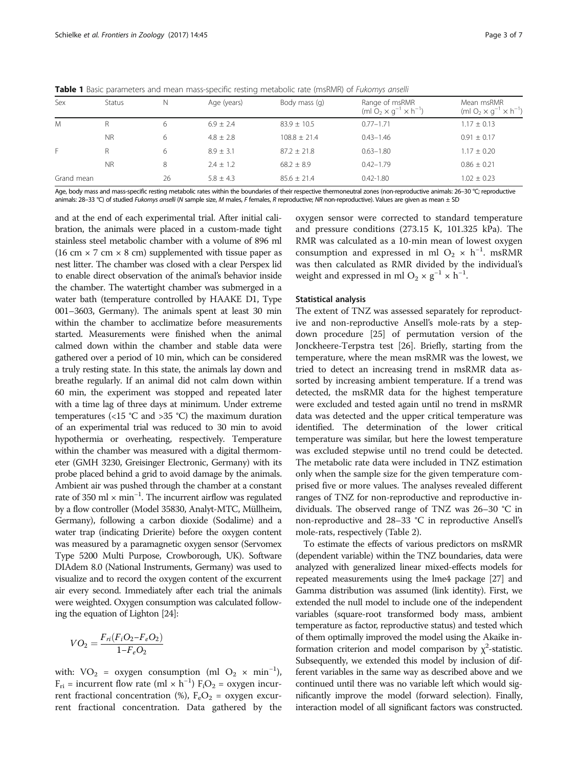**Table 1** Basic parameters and mean mass-specific resting metabolic rate (msRMR) of *Fukomys anselli*

| Sex | Status | N | Age (years) | Body mass (g) | Range of msRMR (ml $O_2 \times g^{-1} \times h^{-1}$) | Mean msRMR (ml $O_2 \times g^{-1} \times h^{-1}$) |
|---|---|---|---|---|---|---|
| M | R | 6 | 6.9 ± 2.4 | 83.9 ± 10.5 | 0.77–1.71 | 1.17 ± 0.13 |
| | NR | 6 | 4.8 ± 2.8 | 108.8 ± 21.4 | 0.43–1.46 | 0.91 ± 0.17 |
| F | R | 6 | 8.9 ± 3.1 | 87.2 ± 21.8 | 0.63–1.80 | 1.17 ± 0.20 |
| | NR | 8 | 2.4 ± 1.2 | 68.2 ± 8.9 | 0.42–1.79 | 0.86 ± 0.21 |
| Grand mean | | 26 | 5.8 ± 4.3 | 85.6 ± 21.4 | 0.42-1.80 | 1.02 ± 0.23 |

Age, body mass and mass-specific resting metabolic rates within the boundaries of their respective thermoneutral zones (non-reproductive animals: 26–30 °C; reproductive animals: 28–33 °C) of studied *Fukomys anselli* (*N* sample size, *M* males, *F* females, *R* reproductive; *NR* non-reproductive). Values are given as mean ± SD

and at the end of each experimental trial. After initial calibration, the animals were placed in a custom-made tight stainless steel metabolic chamber with a volume of 896 ml (16 cm × 7 cm × 8 cm) supplemented with tissue paper as nest litter. The chamber was closed with a clear Perspex lid to enable direct observation of the animal's behavior inside the chamber. The watertight chamber was submerged in a water bath (temperature controlled by HAAKE D1, Type 001–3603, Germany). The animals spent at least 30 min within the chamber to acclimatize before measurements started. Measurements were finished when the animal calmed down within the chamber and stable data were gathered over a period of 10 min, which can be considered a truly resting state. In this state, the animals lay down and breathe regularly. If an animal did not calm down within 60 min, the experiment was stopped and repeated later with a time lag of three days at minimum. Under extreme temperatures (<15 °C and >35 °C) the maximum duration of an experimental trial was reduced to 30 min to avoid hypothermia or overheating, respectively. Temperature within the chamber was measured with a digital thermometer (GMH 3230, Greisinger Electronic, Germany) with its probe placed behind a grid to avoid damage by the animals. Ambient air was pushed through the chamber at a constant rate of 350 ml × $min^{-1}$. The incurrent airflow was regulated by a flow controller (Model 35830, Analyt-MTC, Müllheim, Germany), following a carbon dioxide (Sodalime) and a water trap (indicating Drierite) before the oxygen content was measured by a paramagnetic oxygen sensor (Servomex Type 5200 Multi Purpose, Crowborough, UK). Software DIAdem 8.0 (National Instruments, Germany) was used to visualize and to record the oxygen content of the excurrent air every second. Immediately after each trial the animals were weighted. Oxygen consumption was calculated following the equation of Lighton [24]:

$$VO_2 = \frac{F_{ri}(F_iO_2 - F_eO_2)}{1 - F_eO_2}$$

with: $VO_2$ = oxygen consumption (ml $O_2$ × $min^{-1}$), $F_{ri}$ = incurrent flow rate (ml × $h^{-1}$) $F_iO_2$ = oxygen incurrent fractional concentration (%), $F_eO_2$ = oxygen excurrent fractional concentration. Data gathered by the oxygen sensor were corrected to standard temperature and pressure conditions (273.15 K, 101.325 kPa). The RMR was calculated as a 10-min mean of lowest oxygen consumption and expressed in ml $O_2$ × $h^{-1}$. msRMR was then calculated as RMR divided by the individual's weight and expressed in ml $O_2 \times g^{-1} \times h^{-1}$.

### Statistical analysis

The extent of TNZ was assessed separately for reproductive and non-reproductive Ansell's mole-rats by a step-down procedure [25] of permutation version of the Jonckheere-Terpstra test [26]. Briefly, starting from the temperature, where the mean msRMR was the lowest, we tried to detect an increasing trend in msRMR data assorted by increasing ambient temperature. If a trend was detected, the msRMR data for the highest temperature were excluded and tested again until no trend in msRMR data was detected and the upper critical temperature was identified. The determination of the lower critical temperature was similar, but here the lowest temperature was excluded stepwise until no trend could be detected. The metabolic rate data were included in TNZ estimation only when the sample size for the given temperature comprised five or more values. The analyses revealed different ranges of TNZ for non-reproductive and reproductive individuals. The observed range of TNZ was 26–30 °C in non-reproductive and 28–33 °C in reproductive Ansell's mole-rats, respectively (Table 2).

To estimate the effects of various predictors on msRMR (dependent variable) within the TNZ boundaries, data were analyzed with generalized linear mixed-effects models for repeated measurements using the lme4 package [27] and Gamma distribution was assumed (link identity). First, we extended the null model to include one of the independent variables (square-root transformed body mass, ambient temperature as factor, reproductive status) and tested which of them optimally improved the model using the Akaike information criterion and model comparison by $\chi^2$-statistic. Subsequently, we extended this model by inclusion of different variables in the same way as described above and we continued until there was no variable left which would significantly improve the model (forward selection). Finally, interaction model of all significant factors was constructed.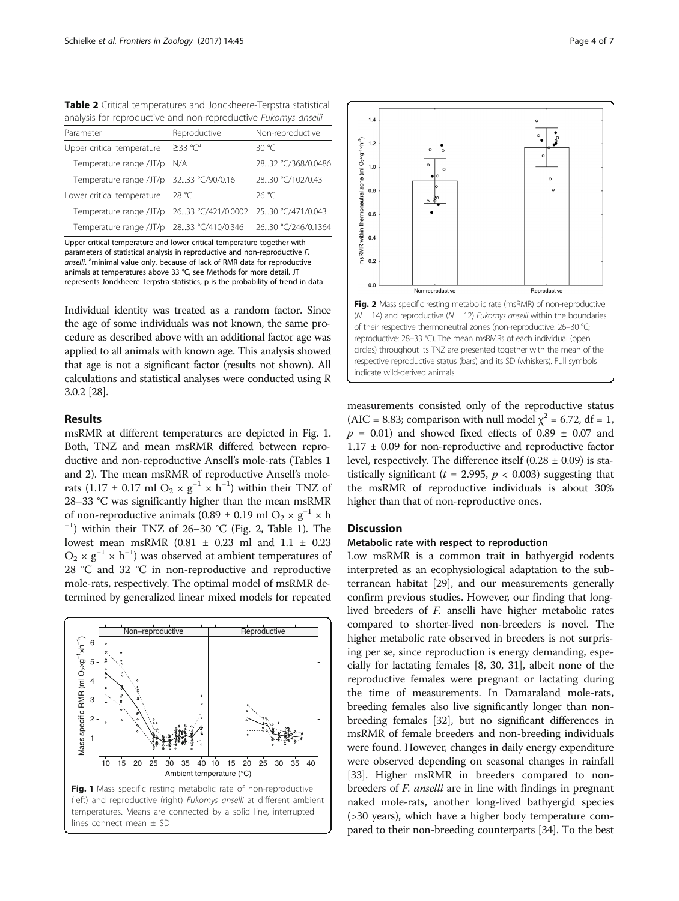**Table 2** Critical temperatures and Jonckheere-Terpstra statistical analysis for reproductive and non-reproductive *Fukomys anselli*

| Parameter | Reproductive | Non-reproductive |
|---|---|---|
| Upper critical temperature | ≥33 °C[a] | 30 °C |
| Temperature range /JT/p | N/A | 28...32 °C/368/0.0486 |
| Temperature range /JT/p | 32...33 °C/90/0.16 | 28...30 °C/102/0.43 |
| Lower critical temperature | 28 °C | 26 °C |
| Temperature range /JT/p | 26...33 °C/421/0.0002 | 25...30 °C/471/0.043 |
| Temperature range /JT/p | 28...33 °C/410/0.346 | 26...30 °C/246/0.1364 |

Upper critical temperature and lower critical temperature together with parameters of statistical analysis in reproductive and non-reproductive *F. anselli*. [a]minimal value only, because of lack of RMR data for reproductive animals at temperatures above 33 °C, see Methods for more detail. JT represents Jonckheere-Terpstra-statistics, p is the probability of trend in data

Individual identity was treated as a random factor. Since the age of some individuals was not known, the same procedure as described above with an additional factor age was applied to all animals with known age. This analysis showed that age is not a significant factor (results not shown). All calculations and statistical analyses were conducted using R 3.0.2 [28].

## Results

msRMR at different temperatures are depicted in Fig. 1. Both, TNZ and mean msRMR differed between reproductive and non-reproductive Ansell's mole-rats (Tables 1 and 2). The mean msRMR of reproductive Ansell's mole-rats ($1.17 \pm 0.17$ ml $O_2 \times g^{-1} \times h^{-1}$) within their TNZ of 28–33 °C was significantly higher than the mean msRMR of non-reproductive animals ($0.89 \pm 0.19$ ml $O_2 \times g^{-1} \times h^{-1}$) within their TNZ of 26–30 °C (Fig. 2, Table 1). The lowest mean msRMR ($0.81 \pm 0.23$ ml and $1.1 \pm 0.23$ $O_2 \times g^{-1} \times h^{-1}$) was observed at ambient temperatures of 28 °C and 32 °C in non-reproductive and reproductive mole-rats, respectively. The optimal model of msRMR determined by generalized linear mixed models for repeated measurements consisted only of the reproductive status (AIC = 8.83; comparison with null model $\chi^2 = 6.72$, df = 1, $p = 0.01$) and showed fixed effects of $0.89 \pm 0.07$ and $1.17 \pm 0.09$ for non-reproductive and reproductive factor level, respectively. The difference itself ($0.28 \pm 0.09$) is statistically significant ($t = 2.995$, $p < 0.003$) suggesting that the msRMR of reproductive individuals is about 30% higher than that of non-reproductive ones.

**Fig. 1** Mass specific resting metabolic rate of non-reproductive (left) and reproductive (right) *Fukomys anselli* at different ambient temperatures. Means are connected by a solid line, interrupted lines connect mean ± SD

**Fig. 2** Mass specific resting metabolic rate (msRMR) of non-reproductive ($N = 14$) and reproductive ($N = 12$) *Fukomys anselli* within the boundaries of their respective thermoneutral zones (non-reproductive: 26–30 °C; reproductive: 28–33 °C). The mean msRMRs of each individual (open circles) throughout its TNZ are presented together with the mean of the respective reproductive status (bars) and its SD (whiskers). Full symbols indicate wild-derived animals

## Discussion

### Metabolic rate with respect to reproduction

Low msRMR is a common trait in bathyergid rodents interpreted as an ecophysiological adaptation to the subterranean habitat [29], and our measurements generally confirm previous studies. However, our finding that long-lived breeders of *F. anselli* have higher metabolic rates compared to shorter-lived non-breeders is novel. The higher metabolic rate observed in breeders is not surprising per se, since reproduction is energy demanding, especially for lactating females [8, 30, 31], albeit none of the reproductive females were pregnant or lactating during the time of measurements. In Damaraland mole-rats, breeding females also live significantly longer than non-breeding females [32], but no significant differences in msRMR of female breeders and non-breeding individuals were found. However, changes in daily energy expenditure were observed depending on seasonal changes in rainfall [33]. Higher msRMR in breeders compared to non-breeders of *F. anselli* are in line with findings in pregnant naked mole-rats, another long-lived bathyergid species (>30 years), which have a higher body temperature compared to their non-breeding counterparts [34]. To the best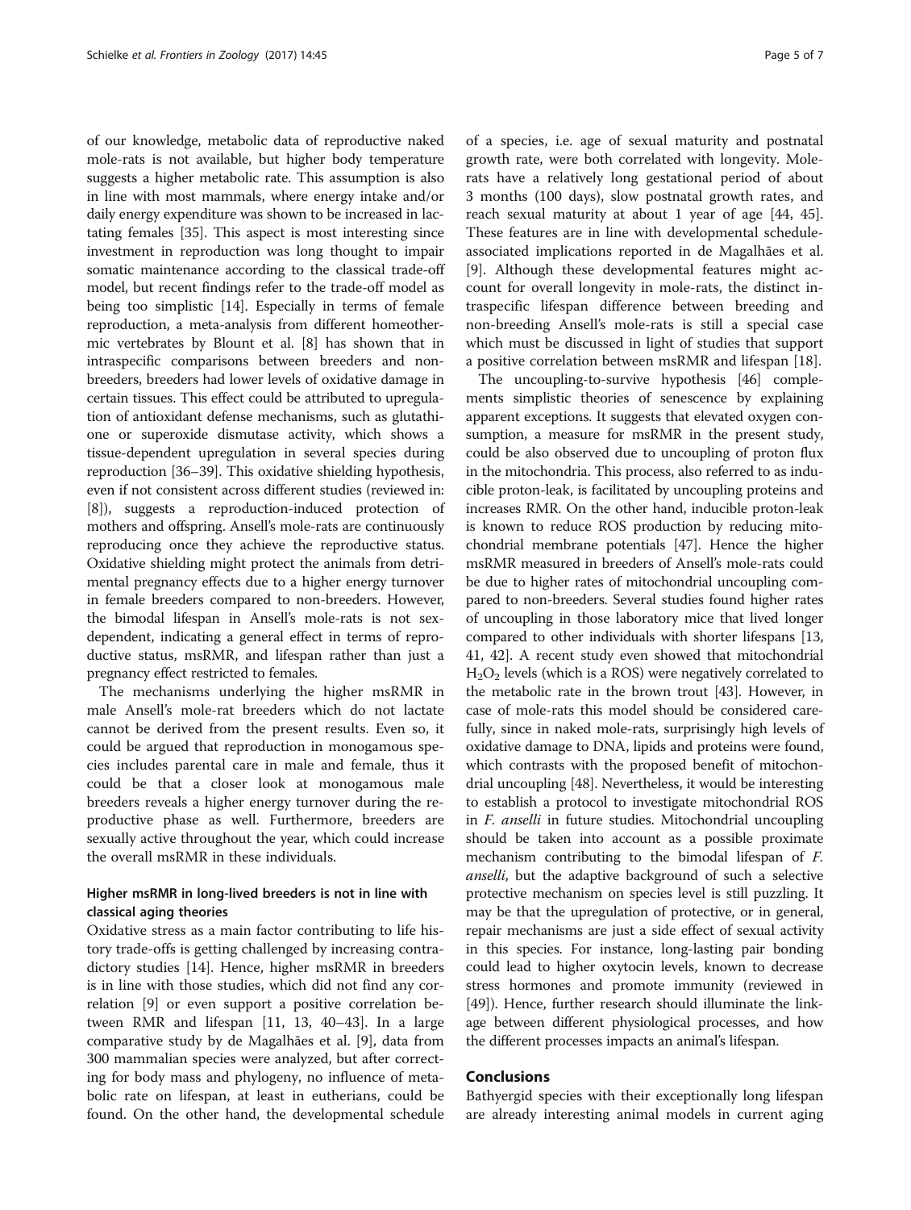of our knowledge, metabolic data of reproductive naked mole-rats is not available, but higher body temperature suggests a higher metabolic rate. This assumption is also in line with most mammals, where energy intake and/or daily energy expenditure was shown to be increased in lactating females [35]. This aspect is most interesting since investment in reproduction was long thought to impair somatic maintenance according to the classical trade-off model, but recent findings refer to the trade-off model as being too simplistic [14]. Especially in terms of female reproduction, a meta-analysis from different homeothermic vertebrates by Blount et al. [8] has shown that in intraspecific comparisons between breeders and non-breeders, breeders had lower levels of oxidative damage in certain tissues. This effect could be attributed to upregulation of antioxidant defense mechanisms, such as glutathione or superoxide dismutase activity, which shows a tissue-dependent upregulation in several species during reproduction [36–39]. This oxidative shielding hypothesis, even if not consistent across different studies (reviewed in: [8]), suggests a reproduction-induced protection of mothers and offspring. Ansell's mole-rats are continuously reproducing once they achieve the reproductive status. Oxidative shielding might protect the animals from detrimental pregnancy effects due to a higher energy turnover in female breeders compared to non-breeders. However, the bimodal lifespan in Ansell's mole-rats is not sex-dependent, indicating a general effect in terms of reproductive status, msRMR, and lifespan rather than just a pregnancy effect restricted to females.

The mechanisms underlying the higher msRMR in male Ansell's mole-rat breeders which do not lactate cannot be derived from the present results. Even so, it could be argued that reproduction in monogamous species includes parental care in male and female, thus it could be that a closer look at monogamous male breeders reveals a higher energy turnover during the reproductive phase as well. Furthermore, breeders are sexually active throughout the year, which could increase the overall msRMR in these individuals.

### Higher msRMR in long-lived breeders is not in line with classical aging theories

Oxidative stress as a main factor contributing to life history trade-offs is getting challenged by increasing contradictory studies [14]. Hence, higher msRMR in breeders is in line with those studies, which did not find any correlation [9] or even support a positive correlation between RMR and lifespan [11, 13, 40–43]. In a large comparative study by de Magalhães et al. [9], data from 300 mammalian species were analyzed, but after correcting for body mass and phylogeny, no influence of metabolic rate on lifespan, at least in eutherians, could be found. On the other hand, the developmental schedule of a species, i.e. age of sexual maturity and postnatal growth rate, were both correlated with longevity. Mole-rats have a relatively long gestational period of about 3 months (100 days), slow postnatal growth rates, and reach sexual maturity at about 1 year of age [44, 45]. These features are in line with developmental schedule-associated implications reported in de Magalhães et al. [9]. Although these developmental features might account for overall longevity in mole-rats, the distinct intraspecific lifespan difference between breeding and non-breeding Ansell's mole-rats is still a special case which must be discussed in light of studies that support a positive correlation between msRMR and lifespan [18].

The uncoupling-to-survive hypothesis [46] complements simplistic theories of senescence by explaining apparent exceptions. It suggests that elevated oxygen consumption, a measure for msRMR in the present study, could be also observed due to uncoupling of proton flux in the mitochondria. This process, also referred to as inducible proton-leak, is facilitated by uncoupling proteins and increases RMR. On the other hand, inducible proton-leak is known to reduce ROS production by reducing mitochondrial membrane potentials [47]. Hence the higher msRMR measured in breeders of Ansell's mole-rats could be due to higher rates of mitochondrial uncoupling compared to non-breeders. Several studies found higher rates of uncoupling in those laboratory mice that lived longer compared to other individuals with shorter lifespans [13, 41, 42]. A recent study even showed that mitochondrial $H_2O_2$ levels (which is a ROS) were negatively correlated to the metabolic rate in the brown trout [43]. However, in case of mole-rats this model should be considered carefully, since in naked mole-rats, surprisingly high levels of oxidative damage to DNA, lipids and proteins were found, which contrasts with the proposed benefit of mitochondrial uncoupling [48]. Nevertheless, it would be interesting to establish a protocol to investigate mitochondrial ROS in *F. anselli* in future studies. Mitochondrial uncoupling should be taken into account as a possible proximate mechanism contributing to the bimodal lifespan of *F. anselli*, but the adaptive background of such a selective protective mechanism on species level is still puzzling. It may be that the upregulation of protective, or in general, repair mechanisms are just a side effect of sexual activity in this species. For instance, long-lasting pair bonding could lead to higher oxytocin levels, known to decrease stress hormones and promote immunity (reviewed in [49]). Hence, further research should illuminate the linkage between different physiological processes, and how the different processes impacts an animal's lifespan.

## Conclusions

Bathyergid species with their exceptionally long lifespan are already interesting animal models in current aging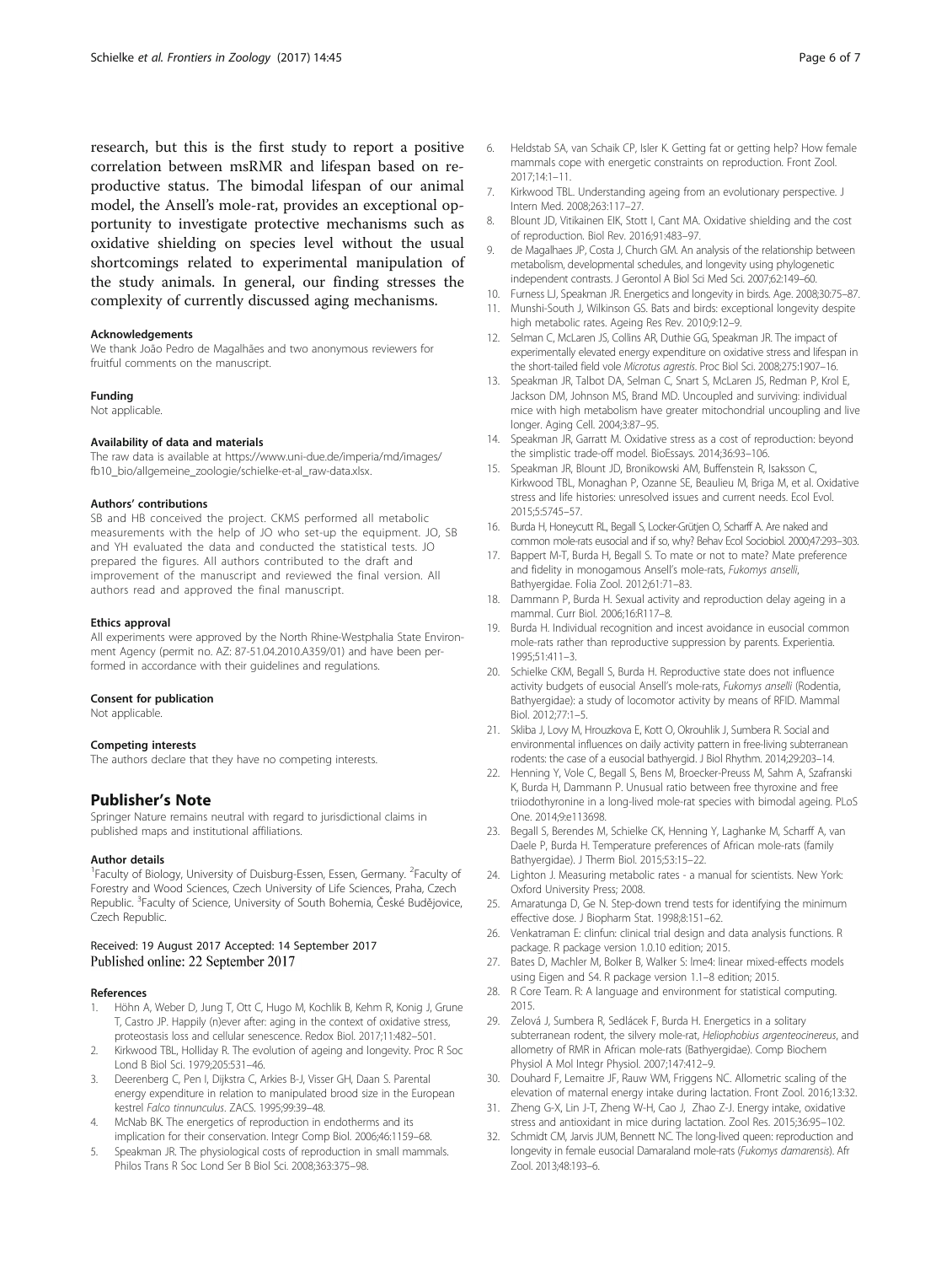research, but this is the first study to report a positive correlation between msRMR and lifespan based on reproductive status. The bimodal lifespan of our animal model, the Ansell's mole-rat, provides an exceptional opportunity to investigate protective mechanisms such as oxidative shielding on species level without the usual shortcomings related to experimental manipulation of the study animals. In general, our finding stresses the complexity of currently discussed aging mechanisms.

#### Acknowledgements
We thank João Pedro de Magalhães and two anonymous reviewers for fruitful comments on the manuscript.

#### Funding
Not applicable.

#### Availability of data and materials
The raw data is available at https://www.uni-due.de/imperia/md/images/fb10_bio/allgemeine_zoologie/schielke-et-al_raw-data.xlsx.

#### Authors' contributions
SB and HB conceived the project. CKMS performed all metabolic measurements with the help of JO who set-up the equipment. JO, SB and YH evaluated the data and conducted the statistical tests. JO prepared the figures. All authors contributed to the draft and improvement of the manuscript and reviewed the final version. All authors read and approved the final manuscript.

#### Ethics approval
All experiments were approved by the North Rhine-Westphalia State Environment Agency (permit no. AZ: 87-51.04.2010.A359/01) and have been performed in accordance with their guidelines and regulations.

#### Consent for publication
Not applicable.

#### Competing interests
The authors declare that they have no competing interests.

## Publisher's Note
Springer Nature remains neutral with regard to jurisdictional claims in published maps and institutional affiliations.

#### Author details
[1]Faculty of Biology, University of Duisburg-Essen, Essen, Germany. [2]Faculty of Forestry and Wood Sciences, Czech University of Life Sciences, Praha, Czech Republic. [3]Faculty of Science, University of South Bohemia, České Budějovice, Czech Republic.

Received: 19 August 2017 Accepted: 14 September 2017
Published online: 22 September 2017

#### References
1. Höhn A, Weber D, Jung T, Ott C, Hugo M, Kochlik B, Kehm R, Konig J, Grune T, Castro JP. Happily (n)ever after: aging in the context of oxidative stress, proteostasis loss and cellular senescence. Redox Biol. 2017;11:482–501.
2. Kirkwood TBL, Holliday R. The evolution of ageing and longevity. Proc R Soc Lond B Biol Sci. 1979;205:531–46.
3. Deerenberg C, Pen I, Dijkstra C, Arkies B-J, Visser GH, Daan S. Parental energy expenditure in relation to manipulated brood size in the European kestrel *Falco tinnunculus*. ZACS. 1995;99:39–48.
4. McNab BK. The energetics of reproduction in endotherms and its implication for their conservation. Integr Comp Biol. 2006;46:1159–68.
5. Speakman JR. The physiological costs of reproduction in small mammals. Philos Trans R Soc Lond Ser B Biol Sci. 2008;363:375–98.
6. Heldstab SA, van Schaik CP, Isler K. Getting fat or getting help? How female mammals cope with energetic constraints on reproduction. Front Zool. 2017;14:1–11.
7. Kirkwood TBL. Understanding ageing from an evolutionary perspective. J Intern Med. 2008;263:117–27.
8. Blount JD, Vitikainen EIK, Stott I, Cant MA. Oxidative shielding and the cost of reproduction. Biol Rev. 2016;91:483–97.
9. de Magalhaes JP, Costa J, Church GM. An analysis of the relationship between metabolism, developmental schedules, and longevity using phylogenetic independent contrasts. J Gerontol A Biol Sci Med Sci. 2007;62:149–60.
10. Furness LJ, Speakman JR. Energetics and longevity in birds. Age. 2008;30:75–87.
11. Munshi-South J, Wilkinson GS. Bats and birds: exceptional longevity despite high metabolic rates. Ageing Res Rev. 2010;9:12–9.
12. Selman C, McLaren JS, Collins AR, Duthie GG, Speakman JR. The impact of experimentally elevated energy expenditure on oxidative stress and lifespan in the short-tailed field vole *Microtus agrestis*. Proc Biol Sci. 2008;275:1907–16.
13. Speakman JR, Talbot DA, Selman C, Snart S, McLaren JS, Redman P, Krol E, Jackson DM, Johnson MS, Brand MD. Uncoupled and surviving: individual mice with high metabolism have greater mitochondrial uncoupling and live longer. Aging Cell. 2004;3:87–95.
14. Speakman JR, Garratt M. Oxidative stress as a cost of reproduction: beyond the simplistic trade-off model. BioEssays. 2014;36:93–106.
15. Speakman JR, Blount JD, Bronikowski AM, Buffenstein R, Isaksson C, Kirkwood TBL, Monaghan P, Ozanne SE, Beaulieu M, Briga M, et al. Oxidative stress and life histories: unresolved issues and current needs. Ecol Evol. 2015;5:5745–57.
16. Burda H, Honeycutt RL, Begall S, Locker-Grütjen O, Scharff A. Are naked and common mole-rats eusocial and if so, why? Behav Ecol Sociobiol. 2000;47:293–303.
17. Bappert M-T, Burda H, Begall S. To mate or not to mate? Mate preference and fidelity in monogamous Ansell's mole-rats, *Fukomys anselli*, Bathyergidae. Folia Zool. 2012;61:71–83.
18. Dammann P, Burda H. Sexual activity and reproduction delay ageing in a mammal. Curr Biol. 2006;16:R117–8.
19. Burda H. Individual recognition and incest avoidance in eusocial common mole-rats rather than reproductive suppression by parents. Experientia. 1995;51:411–3.
20. Schielke CKM, Begall S, Burda H. Reproductive state does not influence activity budgets of eusocial Ansell's mole-rats, *Fukomys anselli* (Rodentia, Bathyergidae): a study of locomotor activity by means of RFID. Mammal Biol. 2012;77:1–5.
21. Skliba J, Lovy M, Hrouzkova E, Kott O, Okrouhlik J, Sumbera R. Social and environmental influences on daily activity pattern in free-living subterranean rodents: the case of a eusocial bathyergid. J Biol Rhythm. 2014;29:203–14.
22. Henning Y, Vole C, Begall S, Bens M, Broecker-Preuss M, Sahm A, Szafranski K, Burda H, Dammann P. Unusual ratio between free thyroxine and free triiodothyronine in a long-lived mole-rat species with bimodal ageing. PLoS One. 2014;9:e113698.
23. Begall S, Berendes M, Schielke CK, Henning Y, Laghanke M, Scharff A, van Daele P, Burda H. Temperature preferences of African mole-rats (family Bathyergidae). J Therm Biol. 2015;53:15–22.
24. Lighton J. Measuring metabolic rates - a manual for scientists. New York: Oxford University Press; 2008.
25. Amaratunga D, Ge N. Step-down trend tests for identifying the minimum effective dose. J Biopharm Stat. 1998;8:151–62.
26. Venkatraman E: clinfun: clinical trial design and data analysis functions. R package. R package version 1.0.10 edition; 2015.
27. Bates D, Machler M, Bolker B, Walker S: lme4: linear mixed-effects models using Eigen and S4. R package version 1.1–8 edition; 2015.
28. R Core Team. R: A language and environment for statistical computing. 2015.
29. Zelová J, Sumbera R, Sedlácek F, Burda H. Energetics in a solitary subterranean rodent, the silvery mole-rat, *Heliophobius argenteocinereus*, and allometry of RMR in African mole-rats (Bathyergidae). Comp Biochem Physiol A Mol Integr Physiol. 2007;147:412–9.
30. Douhard F, Lemaitre JF, Rauw WM, Friggens NC. Allometric scaling of the elevation of maternal energy intake during lactation. Front Zool. 2016;13:32.
31. Zheng G-X, Lin J-T, Zheng W-H, Cao J, Zhao Z-J. Energy intake, oxidative stress and antioxidant in mice during lactation. Zool Res. 2015;36:95–102.
32. Schmidt CM, Jarvis JUM, Bennett NC. The long-lived queen: reproduction and longevity in female eusocial Damaraland mole-rats (*Fukomys damarensis*). Afr Zool. 2013;48:193–6.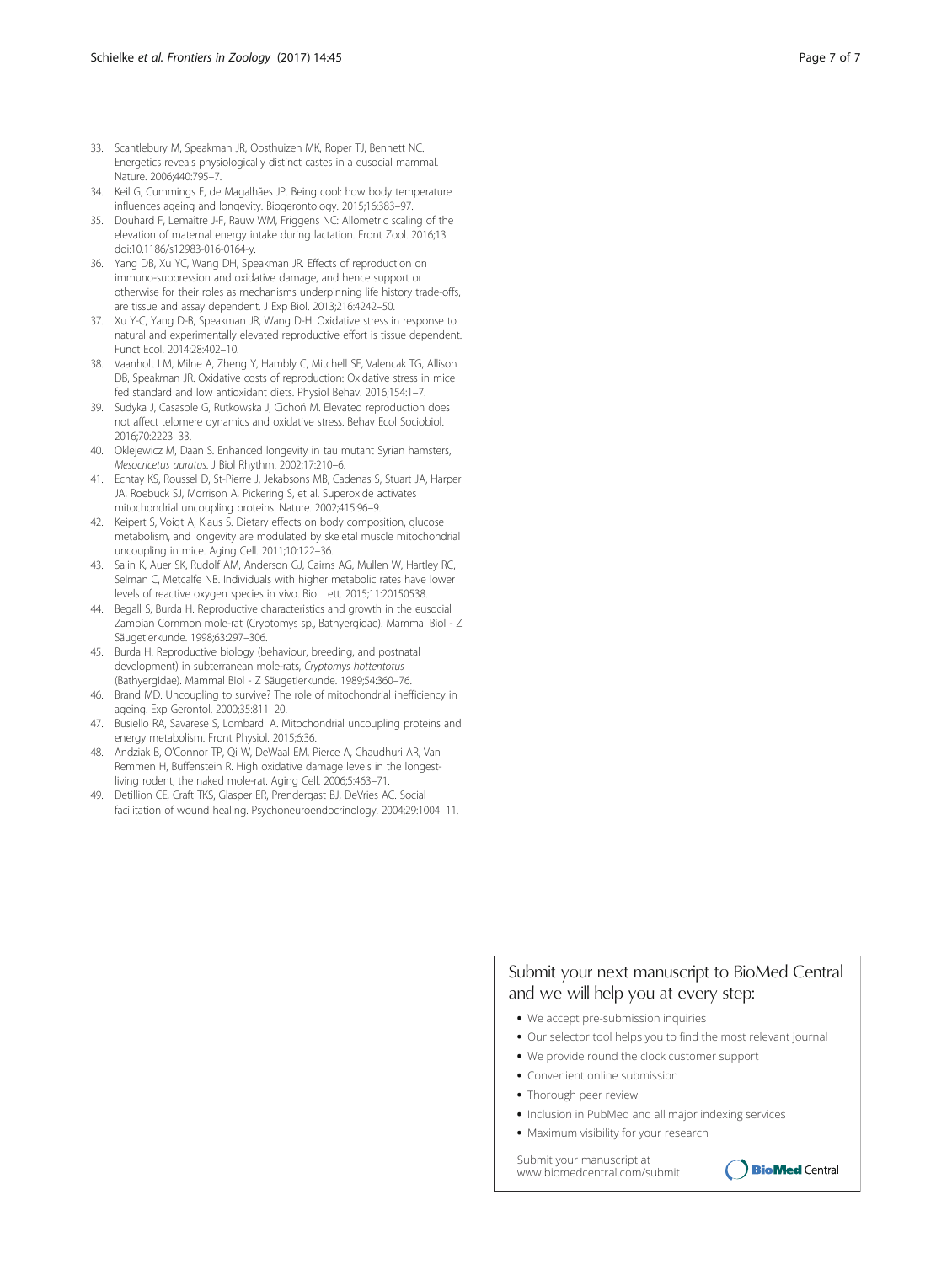33. Scantlebury M, Speakman JR, Oosthuizen MK, Roper TJ, Bennett NC. Energetics reveals physiologically distinct castes in a eusocial mammal. Nature. 2006;440:795–7.
34. Keil G, Cummings E, de Magalhães JP. Being cool: how body temperature influences ageing and longevity. Biogerontology. 2015;16:383–97.
35. Douhard F, Lemaître J-F, Rauw WM, Friggens NC: Allometric scaling of the elevation of maternal energy intake during lactation. Front Zool. 2016;13. doi:10.1186/s12983-016-0164-y.
36. Yang DB, Xu YC, Wang DH, Speakman JR. Effects of reproduction on immuno-suppression and oxidative damage, and hence support or otherwise for their roles as mechanisms underpinning life history trade-offs, are tissue and assay dependent. J Exp Biol. 2013;216:4242–50.
37. Xu Y-C, Yang D-B, Speakman JR, Wang D-H. Oxidative stress in response to natural and experimentally elevated reproductive effort is tissue dependent. Funct Ecol. 2014;28:402–10.
38. Vaanholt LM, Milne A, Zheng Y, Hambly C, Mitchell SE, Valencak TG, Allison DB, Speakman JR. Oxidative costs of reproduction: Oxidative stress in mice fed standard and low antioxidant diets. Physiol Behav. 2016;154:1–7.
39. Sudyka J, Casasole G, Rutkowska J, Cichoń M. Elevated reproduction does not affect telomere dynamics and oxidative stress. Behav Ecol Sociobiol. 2016;70:2223–33.
40. Oklejewicz M, Daan S. Enhanced longevity in tau mutant Syrian hamsters, *Mesocricetus auratus*. J Biol Rhythm. 2002;17:210–6.
41. Echtay KS, Roussel D, St-Pierre J, Jekabsons MB, Cadenas S, Stuart JA, Harper JA, Roebuck SJ, Morrison A, Pickering S, et al. Superoxide activates mitochondrial uncoupling proteins. Nature. 2002;415:96–9.
42. Keipert S, Voigt A, Klaus S. Dietary effects on body composition, glucose metabolism, and longevity are modulated by skeletal muscle mitochondrial uncoupling in mice. Aging Cell. 2011;10:122–36.
43. Salin K, Auer SK, Rudolf AM, Anderson GJ, Cairns AG, Mullen W, Hartley RC, Selman C, Metcalfe NB. Individuals with higher metabolic rates have lower levels of reactive oxygen species in vivo. Biol Lett. 2015;11:20150538.
44. Begall S, Burda H. Reproductive characteristics and growth in the eusocial Zambian Common mole-rat (Cryptomys sp., Bathyergidae). Mammal Biol - Z Säugetierkunde. 1998;63:297–306.
45. Burda H. Reproductive biology (behaviour, breeding, and postnatal development) in subterranean mole-rats, *Cryptomys hottentotus* (Bathyergidae). Mammal Biol - Z Säugetierkunde. 1989;54:360–76.
46. Brand MD. Uncoupling to survive? The role of mitochondrial inefficiency in ageing. Exp Gerontol. 2000;35:811–20.
47. Busiello RA, Savarese S, Lombardi A. Mitochondrial uncoupling proteins and energy metabolism. Front Physiol. 2015;6:36.
48. Andziak B, O'Connor TP, Qi W, DeWaal EM, Pierce A, Chaudhuri AR, Van Remmen H, Buffenstein R. High oxidative damage levels in the longest-living rodent, the naked mole-rat. Aging Cell. 2006;5:463–71.
49. Detillion CE, Craft TKS, Glasper ER, Prendergast BJ, DeVries AC. Social facilitation of wound healing. Psychoneuroendocrinology. 2004;29:1004–11.